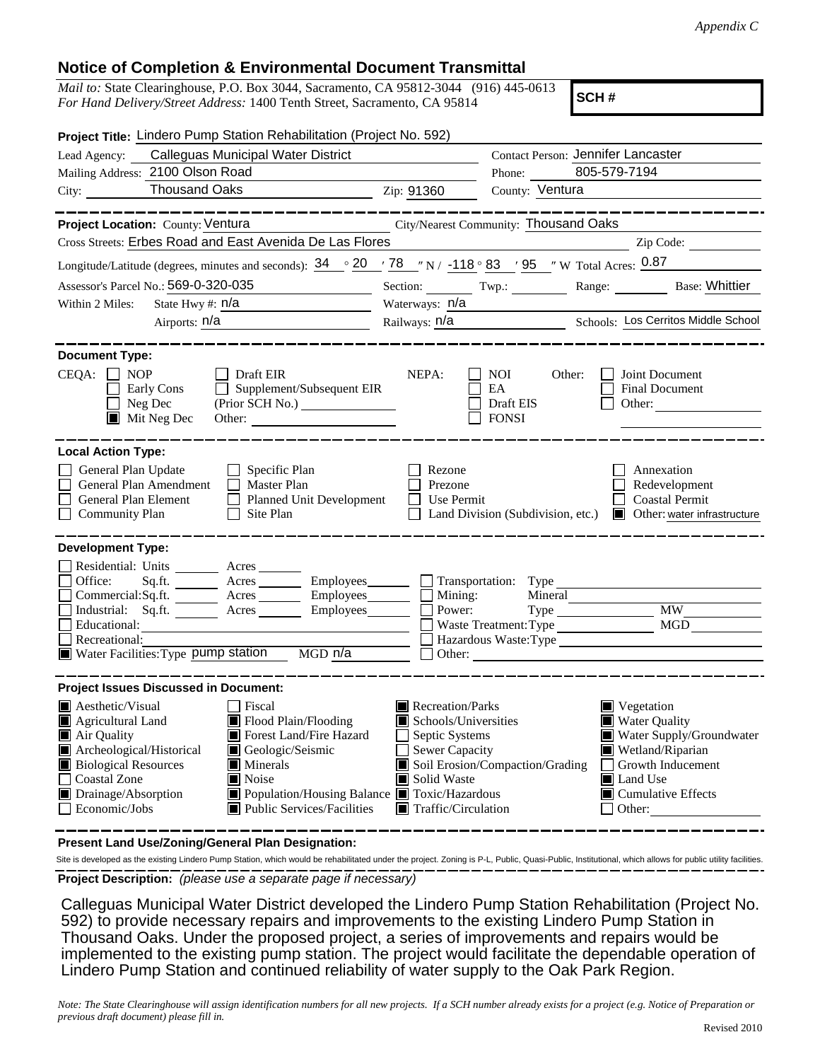*Appendix C*

## Notice of Completion & Environmental Document Transmittal

*Mail to:* State Clearinghouse, P.O. Box 3044, Sacramento, CA 95812-3044 (916) 445-0613
*For Hand Delivery/Street Address:* 1400 Tenth Street, Sacramento, CA 95814

**SCH #**

**Project Title:** Lindero Pump Station Rehabilitation (Project No. 592)

Lead Agency: Calleguas Municipal Water District
Contact Person: Jennifer Lancaster
Mailing Address: 2100 Olson Road
Phone: 805-579-7194
City: Thousand Oaks
Zip: 91360
County: Ventura

**Project Location:** County: Ventura
City/Nearest Community: Thousand Oaks
Cross Streets: Erbes Road and East Avenida De Las Flores
Zip Code:
Longitude/Latitude (degrees, minutes and seconds): 34 ° 20 ′ 78 ″ N / -118 ° 83 ′ 95 ″ W Total Acres: 0.87
Assessor's Parcel No.: 569-0-320-035
Section: Twp.: Range: Base: Whittier
Within 2 Miles: State Hwy #: n/a
Waterways: n/a
Airports: n/a
Railways: n/a
Schools: Los Cerritos Middle School

**Document Type:**

CEQA: ☐ NOP ☐ Early Cons ☐ Neg Dec ■ Mit Neg Dec ☐ Draft EIR ☐ Supplement/Subsequent EIR (Prior SCH No.) Other:

NEPA: ☐ NOI ☐ EA ☐ Draft EIS ☐ FONSI

Other: ☐ Joint Document ☐ Final Document ☐ Other:

**Local Action Type:**

☐ General Plan Update
☐ General Plan Amendment
☐ General Plan Element
☐ Community Plan
☐ Specific Plan
☐ Master Plan
☐ Planned Unit Development
☐ Site Plan
☐ Rezone
☐ Prezone
☐ Use Permit
☐ Land Division (Subdivision, etc.)
☐ Annexation
☐ Redevelopment
☐ Coastal Permit
■ Other: water infrastructure

**Development Type:**

☐ Residential: Units Acres
☐ Office: Sq.ft. Acres Employees
☐ Commercial: Sq.ft. Acres Employees
☐ Industrial: Sq.ft. Acres Employees
☐ Educational:
☐ Recreational:
■ Water Facilities: Type pump station MGD n/a
☐ Transportation: Type
☐ Mining: Mineral
☐ Power: Type MW
☐ Waste Treatment: Type MGD
☐ Hazardous Waste: Type
☐ Other:

**Project Issues Discussed in Document:**

■ Aesthetic/Visual
■ Agricultural Land
■ Air Quality
■ Archeological/Historical
■ Biological Resources
☐ Coastal Zone
■ Drainage/Absorption
☐ Economic/Jobs
☐ Fiscal
■ Flood Plain/Flooding
■ Forest Land/Fire Hazard
■ Geologic/Seismic
■ Minerals
■ Noise
■ Population/Housing Balance
■ Public Services/Facilities
■ Recreation/Parks
■ Schools/Universities
☐ Septic Systems
☐ Sewer Capacity
■ Soil Erosion/Compaction/Grading
■ Solid Waste
■ Toxic/Hazardous
■ Traffic/Circulation
■ Vegetation
■ Water Quality
■ Water Supply/Groundwater
■ Wetland/Riparian
☐ Growth Inducement
■ Land Use
■ Cumulative Effects
☐ Other:

**Present Land Use/Zoning/General Plan Designation:**

Site is developed as the existing Lindero Pump Station, which would be rehabilitated under the project. Zoning is P-L, Public, Quasi-Public, Institutional, which allows for public utility facilities.

**Project Description:** *(please use a separate page if necessary)*

Calleguas Municipal Water District developed the Lindero Pump Station Rehabilitation (Project No. 592) to provide necessary repairs and improvements to the existing Lindero Pump Station in Thousand Oaks. Under the proposed project, a series of improvements and repairs would be implemented to the existing pump station. The project would facilitate the dependable operation of Lindero Pump Station and continued reliability of water supply to the Oak Park Region.

*Note: The State Clearinghouse will assign identification numbers for all new projects. If a SCH number already exists for a project (e.g. Notice of Preparation or previous draft document) please fill in.*

Revised 2010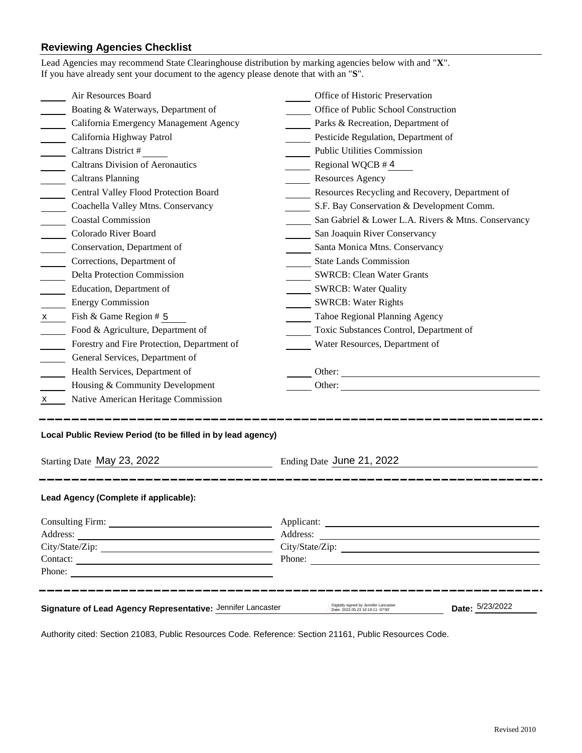## Reviewing Agencies Checklist

Lead Agencies may recommend State Clearinghouse distribution by marking agencies below with and "**X**".
If you have already sent your document to the agency please denote that with an "**S**".

| | | | |
|---|---|---|---|
| | Air Resources Board | | Office of Historic Preservation |
| | Boating & Waterways, Department of | | Office of Public School Construction |
| | California Emergency Management Agency | | Parks & Recreation, Department of |
| | California Highway Patrol | | Pesticide Regulation, Department of |
| | Caltrans District # | | Public Utilities Commission |
| | Caltrans Division of Aeronautics | | Regional WQCB # 4 |
| | Caltrans Planning | | Resources Agency |
| | Central Valley Flood Protection Board | | Resources Recycling and Recovery, Department of |
| | Coachella Valley Mtns. Conservancy | | S.F. Bay Conservation & Development Comm. |
| | Coastal Commission | | San Gabriel & Lower L.A. Rivers & Mtns. Conservancy |
| | Colorado River Board | | San Joaquin River Conservancy |
| | Conservation, Department of | | Santa Monica Mtns. Conservancy |
| | Corrections, Department of | | State Lands Commission |
| | Delta Protection Commission | | SWRCB: Clean Water Grants |
| | Education, Department of | | SWRCB: Water Quality |
| | Energy Commission | | SWRCB: Water Rights |
| x | Fish & Game Region # 5 | | Tahoe Regional Planning Agency |
| | Food & Agriculture, Department of | | Toxic Substances Control, Department of |
| | Forestry and Fire Protection, Department of | | Water Resources, Department of |
| | General Services, Department of | | |
| | Health Services, Department of | | Other: |
| | Housing & Community Development | | Other: |
| x | Native American Heritage Commission | | |

---

**Local Public Review Period (to be filled in by lead agency)**

Starting Date May 23, 2022 Ending Date June 21, 2022

---

**Lead Agency (Complete if applicable):**

| | |
|---|---|
| Consulting Firm: | Applicant: |
| Address: | Address: |
| City/State/Zip: | City/State/Zip: |
| Contact: | Phone: |
| Phone: | |

---

**Signature of Lead Agency Representative:** Jennifer Lancaster Digitally signed by Jennifer Lancaster Date: 2022.05.23 10:19:11 -07'00' **Date:** 5/23/2022

Authority cited: Section 21083, Public Resources Code. Reference: Section 21161, Public Resources Code.

Revised 2010